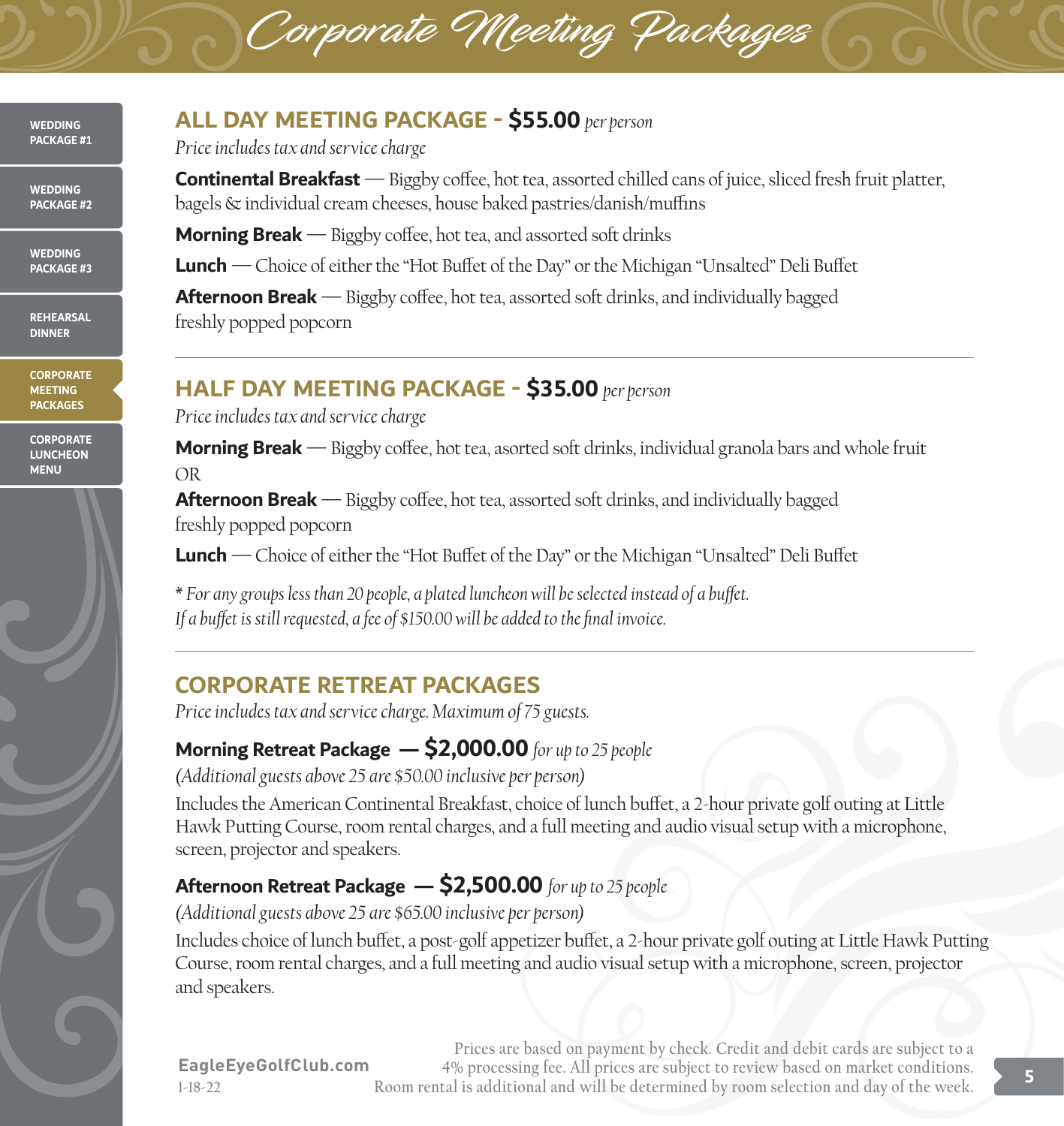# Corporate Meeting Packages

## ALL DAY MEETING PACKAGE - $55.00 *per person*

*Price includes tax and service charge*

**Continental Breakfast** — Biggby coffee, hot tea, assorted chilled cans of juice, sliced fresh fruit platter, bagels & individual cream cheeses, house baked pastries/danish/muffins

**Morning Break** — Biggby coffee, hot tea, and assorted soft drinks

**Lunch** — Choice of either the "Hot Buffet of the Day" or the Michigan "Unsalted" Deli Buffet

**Afternoon Break** — Biggby coffee, hot tea, assorted soft drinks, and individually bagged freshly popped popcorn

---

## HALF DAY MEETING PACKAGE - $35.00 *per person*

*Price includes tax and service charge*

**Morning Break** — Biggby coffee, hot tea, asorted soft drinks, individual granola bars and whole fruit

OR

**Afternoon Break** — Biggby coffee, hot tea, assorted soft drinks, and individually bagged freshly popped popcorn

**Lunch** — Choice of either the "Hot Buffet of the Day" or the Michigan "Unsalted" Deli Buffet

*\* For any groups less than 20 people, a plated luncheon will be selected instead of a buffet. If a buffet is still requested, a fee of $150.00 will be added to the final invoice.*

---

## CORPORATE RETREAT PACKAGES

*Price includes tax and service charge. Maximum of 75 guests.*

### Morning Retreat Package — $2,000.00 *for up to 25 people*

*(Additional guests above 25 are $50.00 inclusive per person)*

Includes the American Continental Breakfast, choice of lunch buffet, a 2-hour private golf outing at Little Hawk Putting Course, room rental charges, and a full meeting and audio visual setup with a microphone, screen, projector and speakers.

### Afternoon Retreat Package — $2,500.00 *for up to 25 people*

*(Additional guests above 25 are $65.00 inclusive per person)*

Includes choice of lunch buffet, a post-golf appetizer buffet, a 2-hour private golf outing at Little Hawk Putting Course, room rental charges, and a full meeting and audio visual setup with a microphone, screen, projector and speakers.

Prices are based on payment by check. Credit and debit cards are subject to a 4% processing fee. All prices are subject to review based on market conditions. Room rental is additional and will be determined by room selection and day of the week.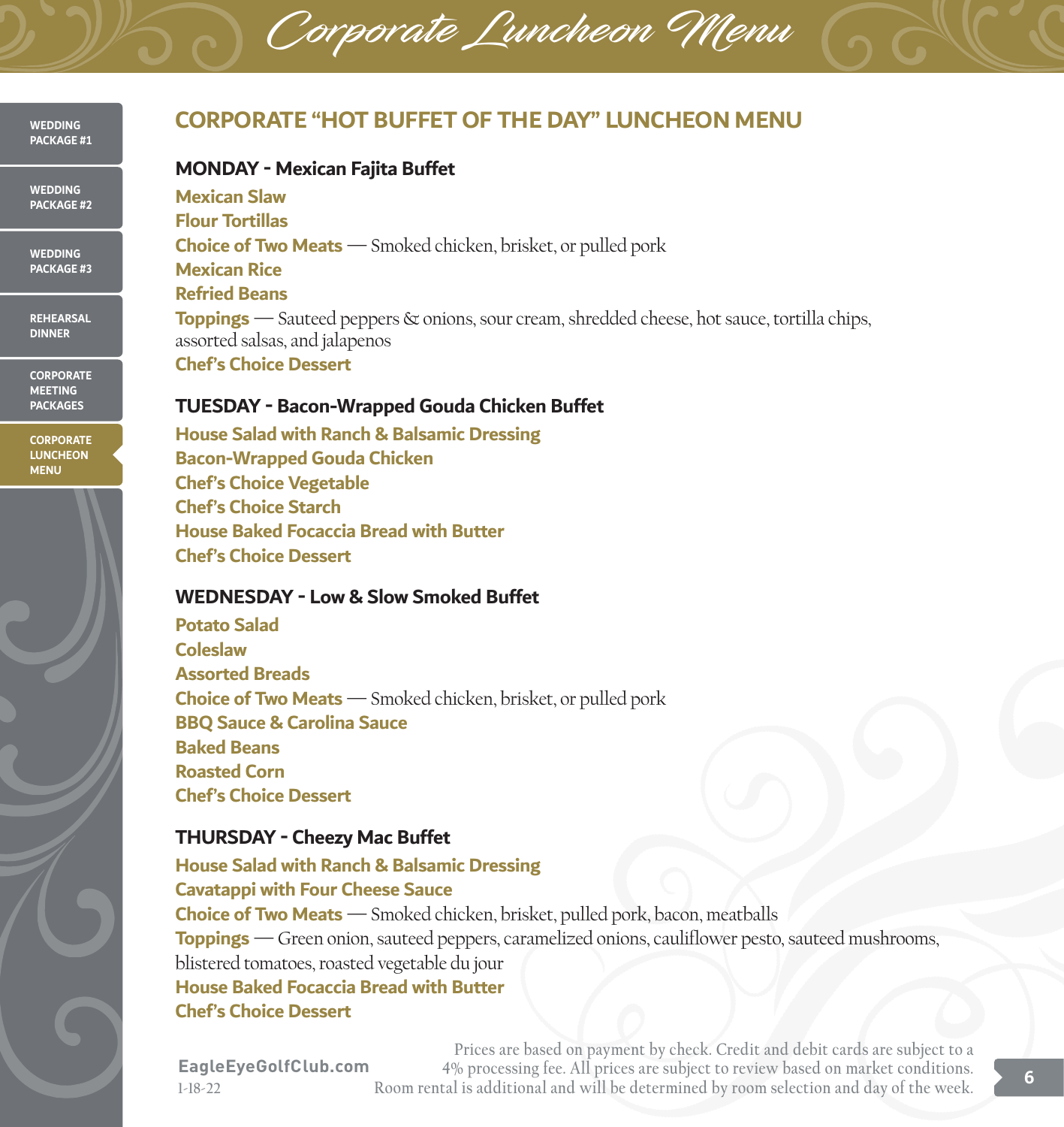# CORPORATE "HOT BUFFET OF THE DAY" LUNCHEON MENU

### MONDAY - Mexican Fajita Buffet

**Mexican Slaw**
**Flour Tortillas**
**Choice of Two Meats** — Smoked chicken, brisket, or pulled pork
**Mexican Rice**
**Refried Beans**
**Toppings** — Sauteed peppers & onions, sour cream, shredded cheese, hot sauce, tortilla chips, assorted salsas, and jalapenos
**Chef's Choice Dessert**

### TUESDAY - Bacon-Wrapped Gouda Chicken Buffet

**House Salad with Ranch & Balsamic Dressing**
**Bacon-Wrapped Gouda Chicken**
**Chef's Choice Vegetable**
**Chef's Choice Starch**
**House Baked Focaccia Bread with Butter**
**Chef's Choice Dessert**

### WEDNESDAY - Low & Slow Smoked Buffet

**Potato Salad**
**Coleslaw**
**Assorted Breads**
**Choice of Two Meats** — Smoked chicken, brisket, or pulled pork
**BBQ Sauce & Carolina Sauce**
**Baked Beans**
**Roasted Corn**
**Chef's Choice Dessert**

### THURSDAY - Cheezy Mac Buffet

**House Salad with Ranch & Balsamic Dressing**
**Cavatappi with Four Cheese Sauce**
**Choice of Two Meats** — Smoked chicken, brisket, pulled pork, bacon, meatballs
**Toppings** — Green onion, sauteed peppers, caramelized onions, cauliflower pesto, sauteed mushrooms, blistered tomatoes, roasted vegetable du jour
**House Baked Focaccia Bread with Butter**
**Chef's Choice Dessert**

Prices are based on payment by check. Credit and debit cards are subject to a 4% processing fee. All prices are subject to review based on market conditions. Room rental is additional and will be determined by room selection and day of the week.

EagleEyeGolfClub.com
1-18-22